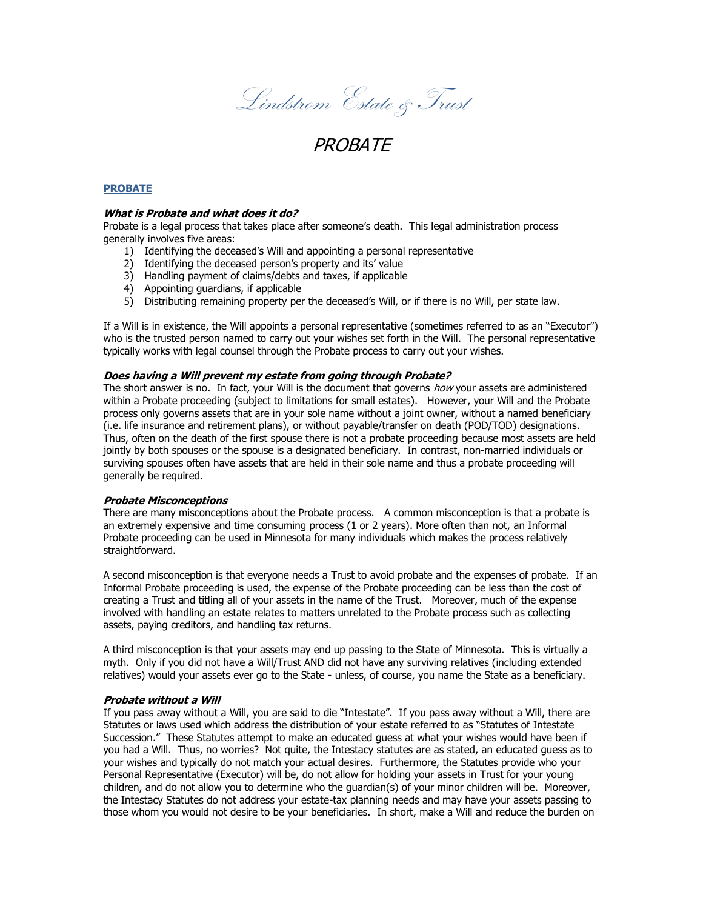*Lindstrom Estate & Trust*

# PROBATE

## PROBATE

### *What is Probate and what does it do?*

Probate is a legal process that takes place after someone's death. This legal administration process generally involves five areas:

1) Identifying the deceased's Will and appointing a personal representative
2) Identifying the deceased person's property and its' value
3) Handling payment of claims/debts and taxes, if applicable
4) Appointing guardians, if applicable
5) Distributing remaining property per the deceased's Will, or if there is no Will, per state law.

If a Will is in existence, the Will appoints a personal representative (sometimes referred to as an "Executor") who is the trusted person named to carry out your wishes set forth in the Will. The personal representative typically works with legal counsel through the Probate process to carry out your wishes.

### *Does having a Will prevent my estate from going through Probate?*

The short answer is no. In fact, your Will is the document that governs *how* your assets are administered within a Probate proceeding (subject to limitations for small estates). However, your Will and the Probate process only governs assets that are in your sole name without a joint owner, without a named beneficiary (i.e. life insurance and retirement plans), or without payable/transfer on death (POD/TOD) designations. Thus, often on the death of the first spouse there is not a probate proceeding because most assets are held jointly by both spouses or the spouse is a designated beneficiary. In contrast, non-married individuals or surviving spouses often have assets that are held in their sole name and thus a probate proceeding will generally be required.

### *Probate Misconceptions*

There are many misconceptions about the Probate process. A common misconception is that a probate is an extremely expensive and time consuming process (1 or 2 years). More often than not, an Informal Probate proceeding can be used in Minnesota for many individuals which makes the process relatively straightforward.

A second misconception is that everyone needs a Trust to avoid probate and the expenses of probate. If an Informal Probate proceeding is used, the expense of the Probate proceeding can be less than the cost of creating a Trust and titling all of your assets in the name of the Trust. Moreover, much of the expense involved with handling an estate relates to matters unrelated to the Probate process such as collecting assets, paying creditors, and handling tax returns.

A third misconception is that your assets may end up passing to the State of Minnesota. This is virtually a myth. Only if you did not have a Will/Trust AND did not have any surviving relatives (including extended relatives) would your assets ever go to the State - unless, of course, you name the State as a beneficiary.

### *Probate without a Will*

If you pass away without a Will, you are said to die "Intestate". If you pass away without a Will, there are Statutes or laws used which address the distribution of your estate referred to as "Statutes of Intestate Succession." These Statutes attempt to make an educated guess at what your wishes would have been if you had a Will. Thus, no worries? Not quite, the Intestacy statutes are as stated, an educated guess as to your wishes and typically do not match your actual desires. Furthermore, the Statutes provide who your Personal Representative (Executor) will be, do not allow for holding your assets in Trust for your young children, and do not allow you to determine who the guardian(s) of your minor children will be. Moreover, the Intestacy Statutes do not address your estate-tax planning needs and may have your assets passing to those whom you would not desire to be your beneficiaries. In short, make a Will and reduce the burden on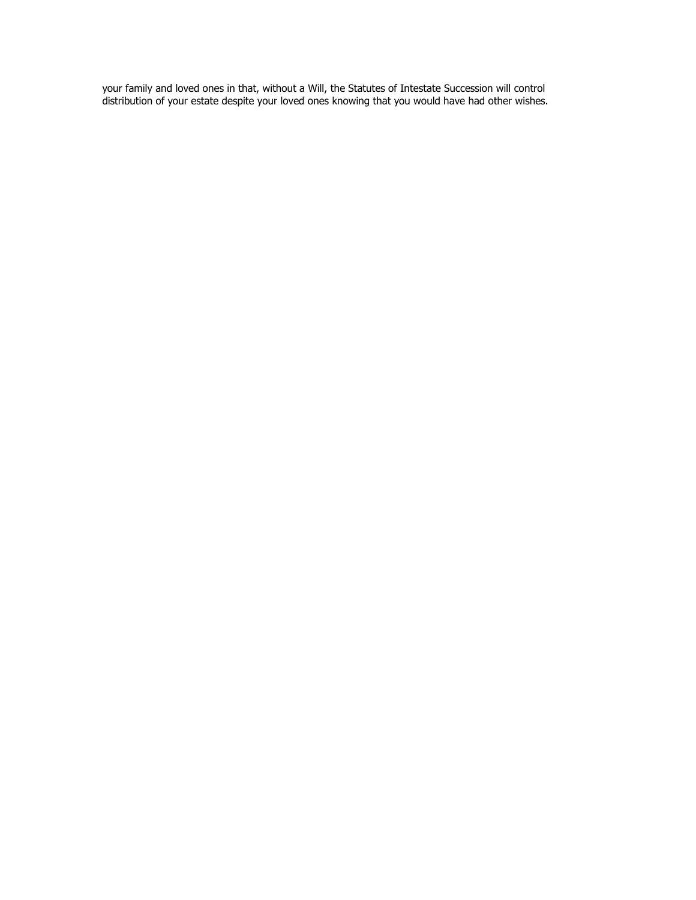your family and loved ones in that, without a Will, the Statutes of Intestate Succession will control distribution of your estate despite your loved ones knowing that you would have had other wishes.